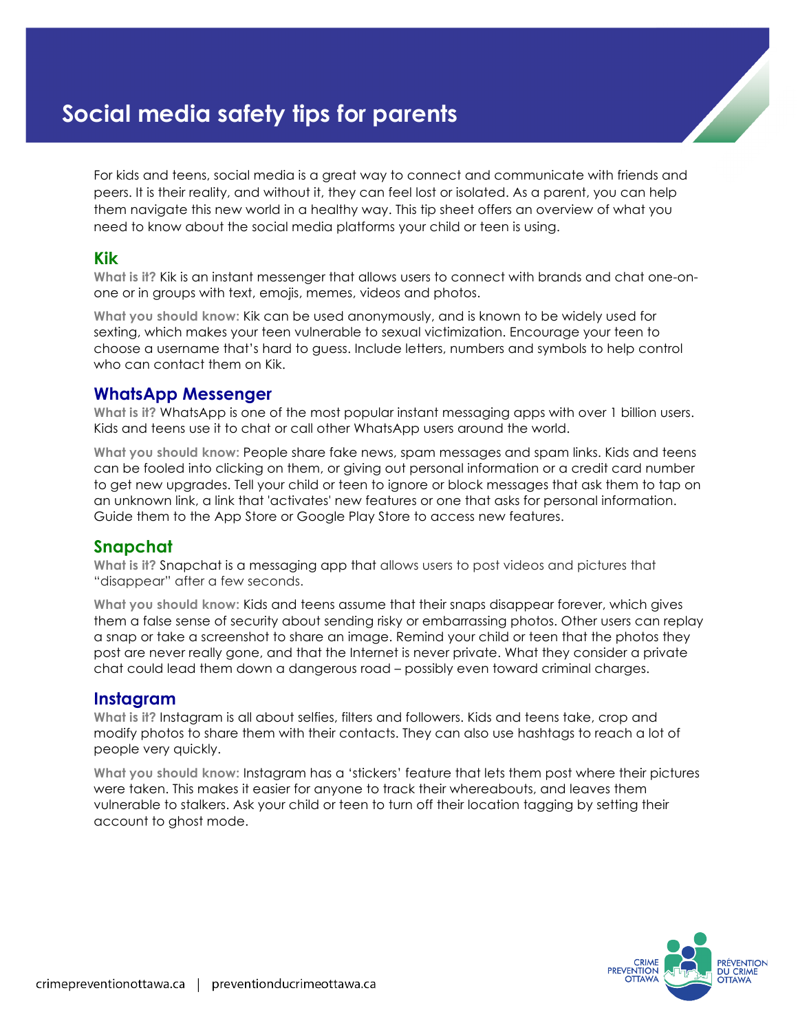# Social media safety tips for parents

For kids and teens, social media is a great way to connect and communicate with friends and peers. It is their reality, and without it, they can feel lost or isolated. As a parent, you can help them navigate this new world in a healthy way. This tip sheet offers an overview of what you need to know about the social media platforms your child or teen is using.

## Kik

**What is it?** Kik is an instant messenger that allows users to connect with brands and chat one-on-one or in groups with text, emojis, memes, videos and photos.

**What you should know:** Kik can be used anonymously, and is known to be widely used for sexting, which makes your teen vulnerable to sexual victimization. Encourage your teen to choose a username that's hard to guess. Include letters, numbers and symbols to help control who can contact them on Kik.

## WhatsApp Messenger

**What is it?** WhatsApp is one of the most popular instant messaging apps with over 1 billion users. Kids and teens use it to chat or call other WhatsApp users around the world.

**What you should know:** People share fake news, spam messages and spam links. Kids and teens can be fooled into clicking on them, or giving out personal information or a credit card number to get new upgrades. Tell your child or teen to ignore or block messages that ask them to tap on an unknown link, a link that 'activates' new features or one that asks for personal information. Guide them to the App Store or Google Play Store to access new features.

## Snapchat

**What is it?** Snapchat is a messaging app that allows users to post videos and pictures that "disappear" after a few seconds.

**What you should know:** Kids and teens assume that their snaps disappear forever, which gives them a false sense of security about sending risky or embarrassing photos. Other users can replay a snap or take a screenshot to share an image. Remind your child or teen that the photos they post are never really gone, and that the Internet is never private. What they consider a private chat could lead them down a dangerous road – possibly even toward criminal charges.

## Instagram

**What is it?** Instagram is all about selfies, filters and followers. Kids and teens take, crop and modify photos to share them with their contacts. They can also use hashtags to reach a lot of people very quickly.

**What you should know:** Instagram has a 'stickers' feature that lets them post where their pictures were taken. This makes it easier for anyone to track their whereabouts, and leaves them vulnerable to stalkers. Ask your child or teen to turn off their location tagging by setting their account to ghost mode.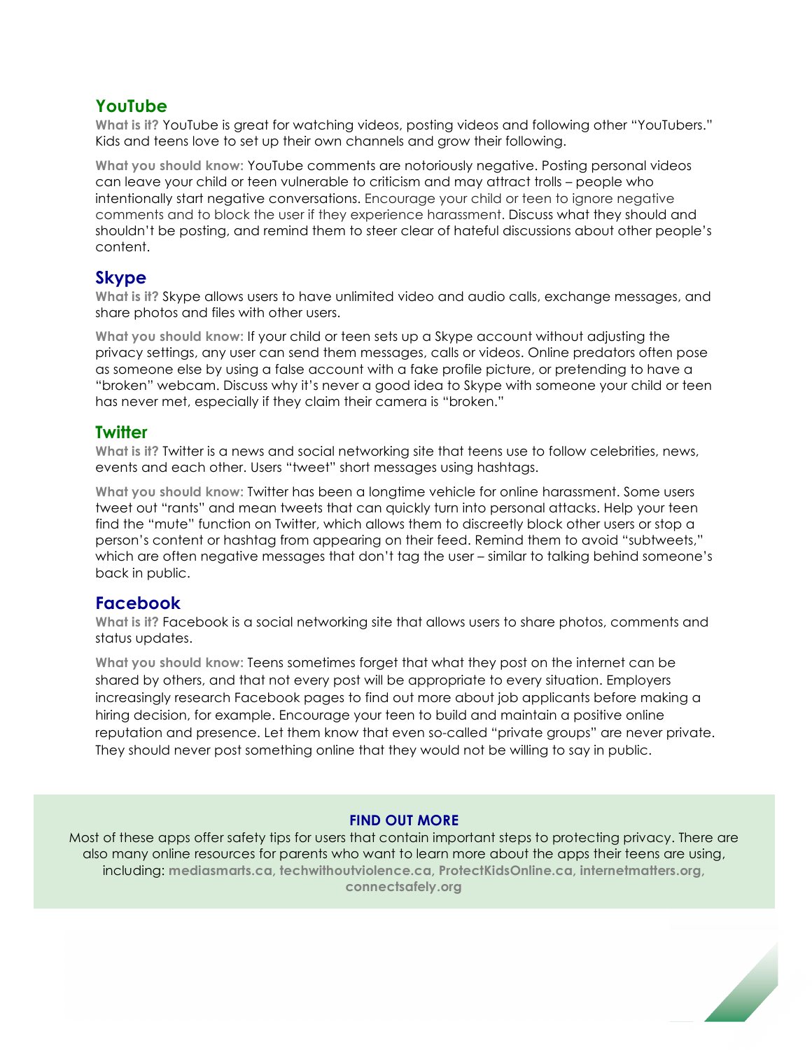## YouTube

**What is it?** YouTube is great for watching videos, posting videos and following other "YouTubers." Kids and teens love to set up their own channels and grow their following.

**What you should know:** YouTube comments are notoriously negative. Posting personal videos can leave your child or teen vulnerable to criticism and may attract trolls – people who intentionally start negative conversations. Encourage your child or teen to ignore negative comments and to block the user if they experience harassment. Discuss what they should and shouldn't be posting, and remind them to steer clear of hateful discussions about other people's content.

## Skype

**What is it?** Skype allows users to have unlimited video and audio calls, exchange messages, and share photos and files with other users.

**What you should know:** If your child or teen sets up a Skype account without adjusting the privacy settings, any user can send them messages, calls or videos. Online predators often pose as someone else by using a false account with a fake profile picture, or pretending to have a "broken" webcam. Discuss why it's never a good idea to Skype with someone your child or teen has never met, especially if they claim their camera is "broken."

## Twitter

**What is it?** Twitter is a news and social networking site that teens use to follow celebrities, news, events and each other. Users "tweet" short messages using hashtags.

**What you should know:** Twitter has been a longtime vehicle for online harassment. Some users tweet out "rants" and mean tweets that can quickly turn into personal attacks. Help your teen find the "mute" function on Twitter, which allows them to discreetly block other users or stop a person's content or hashtag from appearing on their feed. Remind them to avoid "subtweets," which are often negative messages that don't tag the user – similar to talking behind someone's back in public.

## Facebook

**What is it?** Facebook is a social networking site that allows users to share photos, comments and status updates.

**What you should know:** Teens sometimes forget that what they post on the internet can be shared by others, and that not every post will be appropriate to every situation. Employers increasingly research Facebook pages to find out more about job applicants before making a hiring decision, for example. Encourage your teen to build and maintain a positive online reputation and presence. Let them know that even so-called "private groups" are never private. They should never post something online that they would not be willing to say in public.

### FIND OUT MORE

Most of these apps offer safety tips for users that contain important steps to protecting privacy. There are also many online resources for parents who want to learn more about the apps their teens are using, including: **mediasmarts.ca, techwithoutviolence.ca, ProtectKidsOnline.ca, internetmatters.org, connectsafely.org**